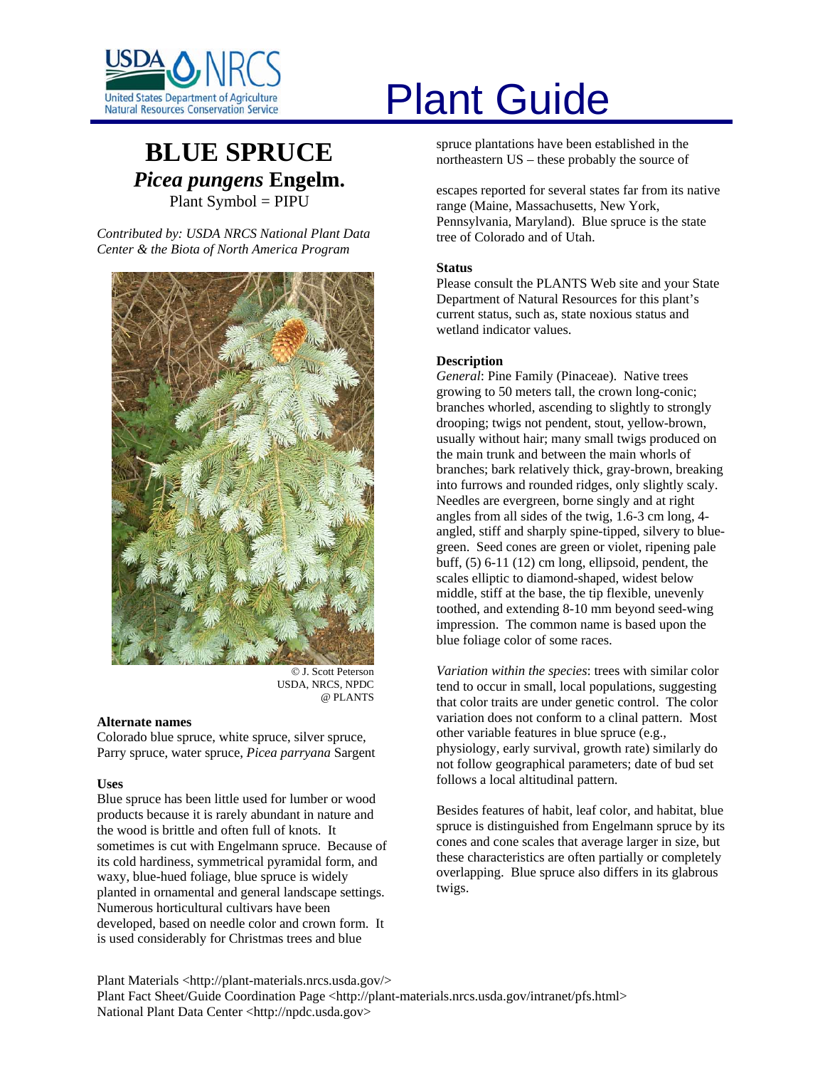# Plant Guide

# BLUE SPRUCE

## *Picea pungens* Engelm.

Plant Symbol = PIPU

*Contributed by: USDA NRCS National Plant Data Center & the Biota of North America Program*

© J. Scott Peterson
USDA, NRCS, NPDC
@ PLANTS

### Alternate names

Colorado blue spruce, white spruce, silver spruce, Parry spruce, water spruce, *Picea parryana* Sargent

### Uses

Blue spruce has been little used for lumber or wood products because it is rarely abundant in nature and the wood is brittle and often full of knots. It sometimes is cut with Engelmann spruce. Because of its cold hardiness, symmetrical pyramidal form, and waxy, blue-hued foliage, blue spruce is widely planted in ornamental and general landscape settings. Numerous horticultural cultivars have been developed, based on needle color and crown form. It is used considerably for Christmas trees and blue spruce plantations have been established in the northeastern US – these probably the source of escapes reported for several states far from its native range (Maine, Massachusetts, New York, Pennsylvania, Maryland). Blue spruce is the state tree of Colorado and of Utah.

### Status

Please consult the PLANTS Web site and your State Department of Natural Resources for this plant's current status, such as, state noxious status and wetland indicator values.

### Description

*General*: Pine Family (Pinaceae). Native trees growing to 50 meters tall, the crown long-conic; branches whorled, ascending to slightly to strongly drooping; twigs not pendent, stout, yellow-brown, usually without hair; many small twigs produced on the main trunk and between the main whorls of branches; bark relatively thick, gray-brown, breaking into furrows and rounded ridges, only slightly scaly. Needles are evergreen, borne singly and at right angles from all sides of the twig, 1.6-3 cm long, 4-angled, stiff and sharply spine-tipped, silvery to blue-green. Seed cones are green or violet, ripening pale buff, (5) 6-11 (12) cm long, ellipsoid, pendent, the scales elliptic to diamond-shaped, widest below middle, stiff at the base, the tip flexible, unevenly toothed, and extending 8-10 mm beyond seed-wing impression. The common name is based upon the blue foliage color of some races.

*Variation within the species*: trees with similar color tend to occur in small, local populations, suggesting that color traits are under genetic control. The color variation does not conform to a clinal pattern. Most other variable features in blue spruce (e.g., physiology, early survival, growth rate) similarly do not follow geographical parameters; date of bud set follows a local altitudinal pattern.

Besides features of habit, leaf color, and habitat, blue spruce is distinguished from Engelmann spruce by its cones and cone scales that average larger in size, but these characteristics are often partially or completely overlapping. Blue spruce also differs in its glabrous twigs.

Plant Materials <http://plant-materials.nrcs.usda.gov/>
Plant Fact Sheet/Guide Coordination Page <http://plant-materials.nrcs.usda.gov/intranet/pfs.html>
National Plant Data Center <http://npdc.usda.gov>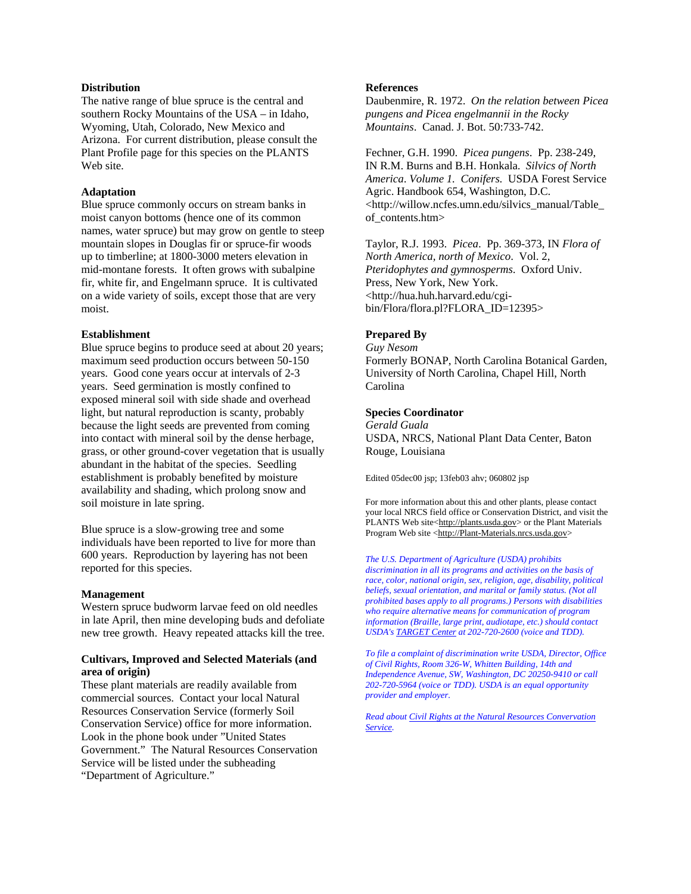## Distribution

The native range of blue spruce is the central and southern Rocky Mountains of the USA – in Idaho, Wyoming, Utah, Colorado, New Mexico and Arizona. For current distribution, please consult the Plant Profile page for this species on the PLANTS Web site.

## Adaptation

Blue spruce commonly occurs on stream banks in moist canyon bottoms (hence one of its common names, water spruce) but may grow on gentle to steep mountain slopes in Douglas fir or spruce-fir woods up to timberline; at 1800-3000 meters elevation in mid-montane forests. It often grows with subalpine fir, white fir, and Engelmann spruce. It is cultivated on a wide variety of soils, except those that are very moist.

## Establishment

Blue spruce begins to produce seed at about 20 years; maximum seed production occurs between 50-150 years. Good cone years occur at intervals of 2-3 years. Seed germination is mostly confined to exposed mineral soil with side shade and overhead light, but natural reproduction is scanty, probably because the light seeds are prevented from coming into contact with mineral soil by the dense herbage, grass, or other ground-cover vegetation that is usually abundant in the habitat of the species. Seedling establishment is probably benefited by moisture availability and shading, which prolong snow and soil moisture in late spring.

Blue spruce is a slow-growing tree and some individuals have been reported to live for more than 600 years. Reproduction by layering has not been reported for this species.

## Management

Western spruce budworm larvae feed on old needles in late April, then mine developing buds and defoliate new tree growth. Heavy repeated attacks kill the tree.

## Cultivars, Improved and Selected Materials (and area of origin)

These plant materials are readily available from commercial sources. Contact your local Natural Resources Conservation Service (formerly Soil Conservation Service) office for more information. Look in the phone book under "United States Government." The Natural Resources Conservation Service will be listed under the subheading "Department of Agriculture."

## References

Daubenmire, R. 1972. *On the relation between Picea pungens and Picea engelmannii in the Rocky Mountains*. Canad. J. Bot. 50:733-742.

Fechner, G.H. 1990. *Picea pungens*. Pp. 238-249, IN R.M. Burns and B.H. Honkala. *Silvics of North America. Volume 1. Conifers.* USDA Forest Service Agric. Handbook 654, Washington, D.C. <http://willow.ncfes.umn.edu/silvics_manual/Table_of_contents.htm>

Taylor, R.J. 1993. *Picea*. Pp. 369-373, IN *Flora of North America, north of Mexico*. Vol. 2, *Pteridophytes and gymnosperms*. Oxford Univ. Press, New York, New York. <http://hua.huh.harvard.edu/cgi-bin/Flora/flora.pl?FLORA_ID=12395>

## Prepared By

*Guy Nesom*
Formerly BONAP, North Carolina Botanical Garden, University of North Carolina, Chapel Hill, North Carolina

## Species Coordinator

*Gerald Guala*
USDA, NRCS, National Plant Data Center, Baton Rouge, Louisiana

Edited 05dec00 jsp; 13feb03 ahv; 060802 jsp

For more information about this and other plants, please contact your local NRCS field office or Conservation District, and visit the PLANTS Web site<http://plants.usda.gov> or the Plant Materials Program Web site <http://Plant-Materials.nrcs.usda.gov>

*The U.S. Department of Agriculture (USDA) prohibits discrimination in all its programs and activities on the basis of race, color, national origin, sex, religion, age, disability, political beliefs, sexual orientation, and marital or family status. (Not all prohibited bases apply to all programs.) Persons with disabilities who require alternative means for communication of program information (Braille, large print, audiotape, etc.) should contact USDA's TARGET Center at 202-720-2600 (voice and TDD).*

*To file a complaint of discrimination write USDA, Director, Office of Civil Rights, Room 326-W, Whitten Building, 14th and Independence Avenue, SW, Washington, DC 20250-9410 or call 202-720-5964 (voice or TDD). USDA is an equal opportunity provider and employer.*

*Read about Civil Rights at the Natural Resources Convervation Service.*